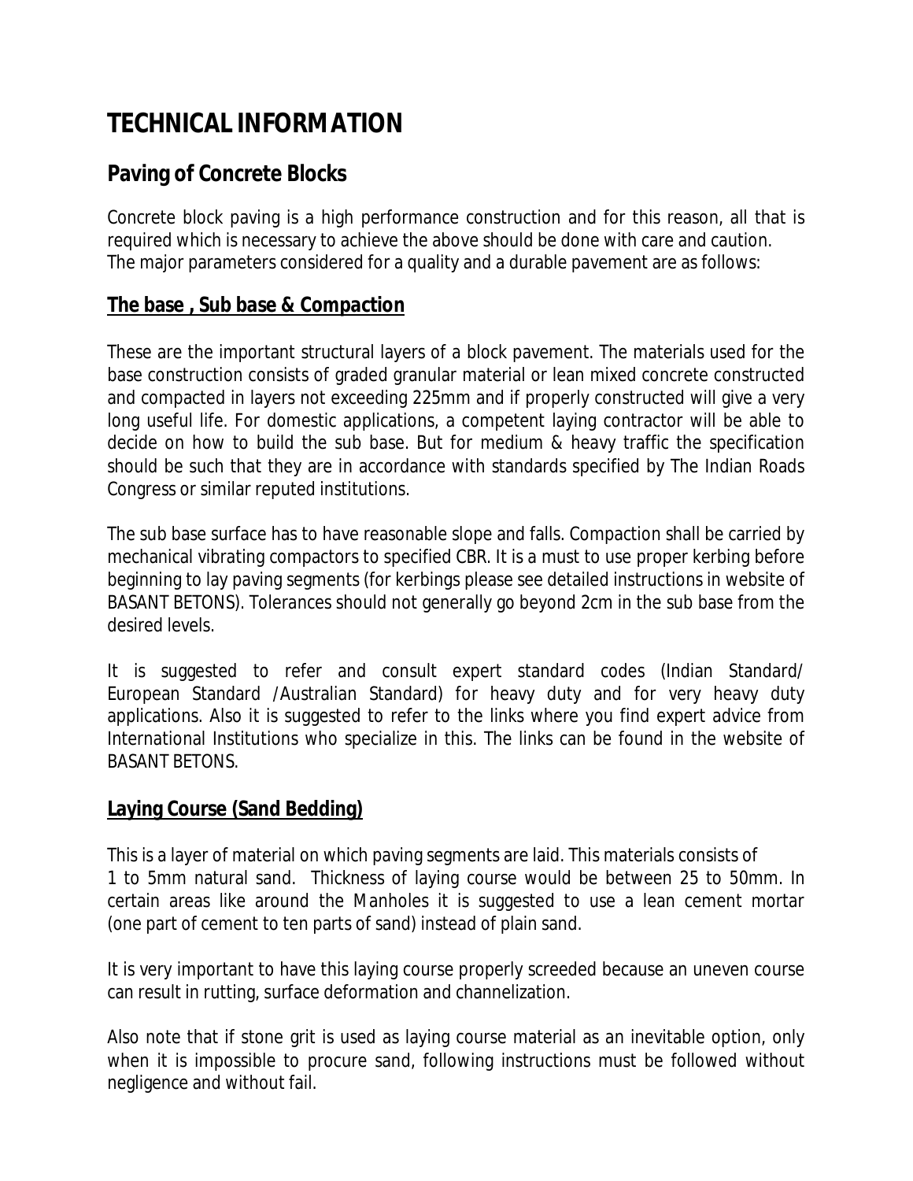# TECHNICAL INFORMATION

## Paving of Concrete Blocks

Concrete block paving is a high performance construction and for this reason, all that is required which is necessary to achieve the above should be done with care and caution. The major parameters considered for a quality and a durable pavement are as follows:

### The base , Sub base & Compaction

These are the important structural layers of a block pavement. The materials used for the base construction consists of graded granular material or lean mixed concrete constructed and compacted in layers not exceeding 225mm and if properly constructed will give a very long useful life. For domestic applications, a competent laying contractor will be able to decide on how to build the sub base. But for medium & heavy traffic the specification should be such that they are in accordance with standards specified by The Indian Roads Congress or similar reputed institutions.

The sub base surface has to have reasonable slope and falls. Compaction shall be carried by mechanical vibrating compactors to specified CBR. It is a must to use proper kerbing before beginning to lay paving segments (for kerbings please see detailed instructions in website of BASANT BETONS). Tolerances should not generally go beyond 2cm in the sub base from the desired levels.

It is suggested to refer and consult expert standard codes (Indian Standard/ European Standard /Australian Standard) for heavy duty and for very heavy duty applications. Also it is suggested to refer to the links where you find expert advice from International Institutions who specialize in this. The links can be found in the website of BASANT BETONS.

### Laying Course (Sand Bedding)

This is a layer of material on which paving segments are laid. This materials consists of 1 to 5mm natural sand. Thickness of laying course would be between 25 to 50mm. In certain areas like around the Manholes it is suggested to use a lean cement mortar (one part of cement to ten parts of sand) instead of plain sand.

It is very important to have this laying course properly screeded because an uneven course can result in rutting, surface deformation and channelization.

Also note that if stone grit is used as laying course material as an inevitable option, only when it is impossible to procure sand, following instructions must be followed without negligence and without fail.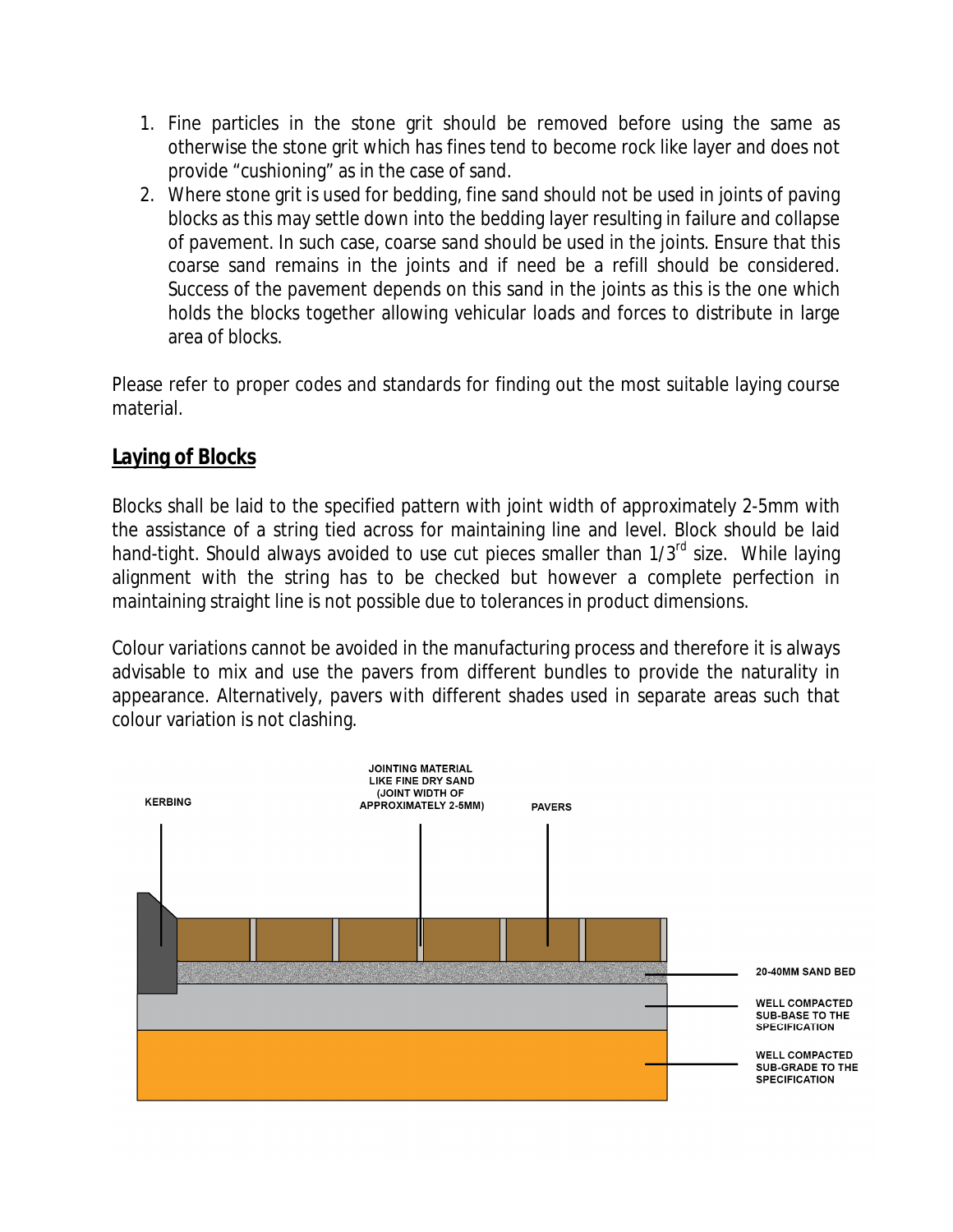1. Fine particles in the stone grit should be removed before using the same as otherwise the stone grit which has fines tend to become rock like layer and does not provide "cushioning" as in the case of sand.
2. Where stone grit is used for bedding, fine sand should not be used in joints of paving blocks as this may settle down into the bedding layer resulting in failure and collapse of pavement. In such case, coarse sand should be used in the joints. Ensure that this coarse sand remains in the joints and if need be a refill should be considered. Success of the pavement depends on this sand in the joints as this is the one which holds the blocks together allowing vehicular loads and forces to distribute in large area of blocks.

Please refer to proper codes and standards for finding out the most suitable laying course material.

## Laying of Blocks

Blocks shall be laid to the specified pattern with joint width of approximately 2-5mm with the assistance of a string tied across for maintaining line and level. Block should be laid hand-tight. Should always avoided to use cut pieces smaller than 1/3rd size. While laying alignment with the string has to be checked but however a complete perfection in maintaining straight line is not possible due to tolerances in product dimensions.

Colour variations cannot be avoided in the manufacturing process and therefore it is always advisable to mix and use the pavers from different bundles to provide the naturality in appearance. Alternatively, pavers with different shades used in separate areas such that colour variation is not clashing.

KERBING

JOINTING MATERIAL LIKE FINE DRY SAND (JOINT WIDTH OF APPROXIMATELY 2-5MM)

PAVERS

20-40MM SAND BED

WELL COMPACTED SUB-BASE TO THE SPECIFICATION

WELL COMPACTED SUB-GRADE TO THE SPECIFICATION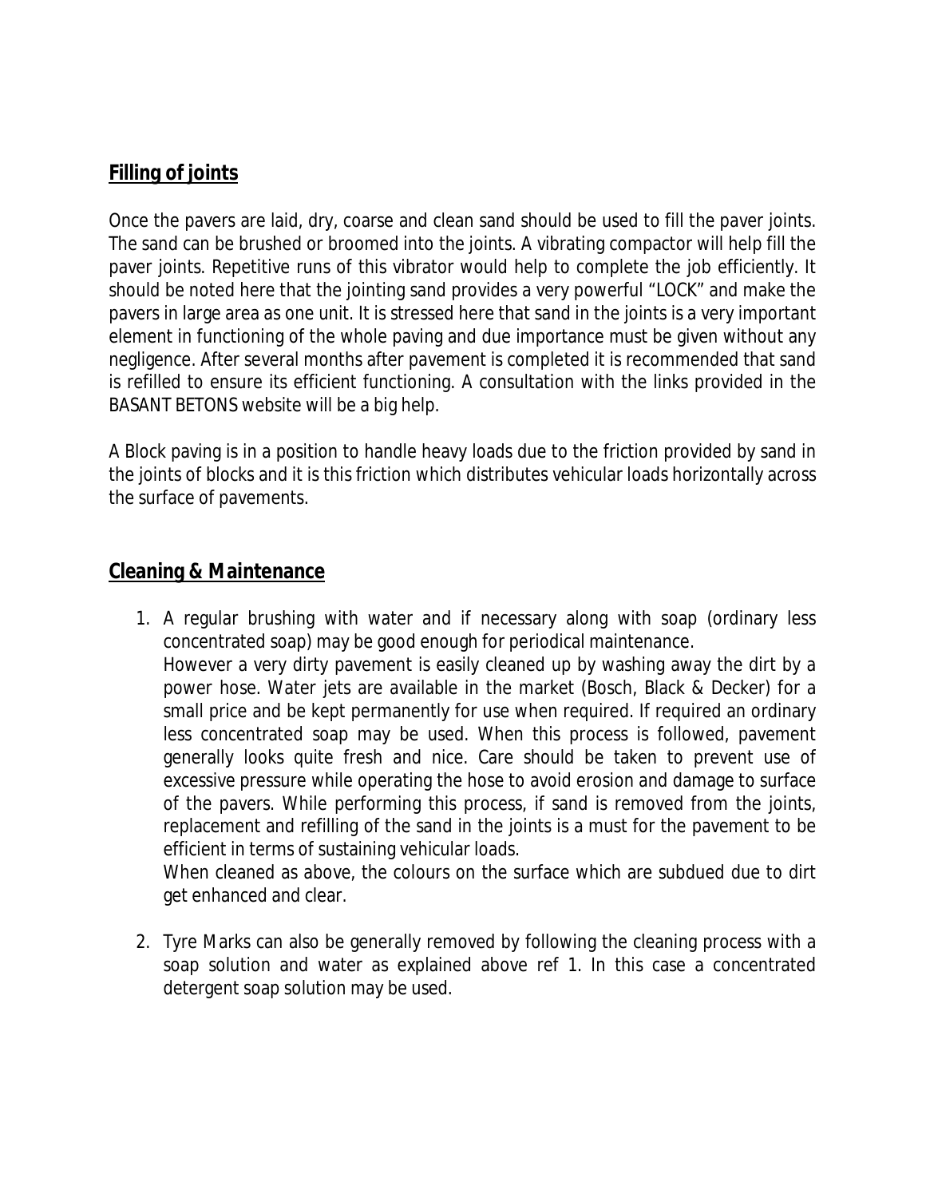## Filling of joints

Once the pavers are laid, dry, coarse and clean sand should be used to fill the paver joints. The sand can be brushed or broomed into the joints. A vibrating compactor will help fill the paver joints. Repetitive runs of this vibrator would help to complete the job efficiently. It should be noted here that the jointing sand provides a very powerful "LOCK" and make the pavers in large area as one unit. It is stressed here that sand in the joints is a very important element in functioning of the whole paving and due importance must be given without any negligence. After several months after pavement is completed it is recommended that sand is refilled to ensure its efficient functioning. A consultation with the links provided in the BASANT BETONS website will be a big help.

A Block paving is in a position to handle heavy loads due to the friction provided by sand in the joints of blocks and it is this friction which distributes vehicular loads horizontally across the surface of pavements.

## Cleaning & Maintenance

1. A regular brushing with water and if necessary along with soap (ordinary less concentrated soap) may be good enough for periodical maintenance.
   However a very dirty pavement is easily cleaned up by washing away the dirt by a power hose. Water jets are available in the market (Bosch, Black & Decker) for a small price and be kept permanently for use when required. If required an ordinary less concentrated soap may be used. When this process is followed, pavement generally looks quite fresh and nice. Care should be taken to prevent use of excessive pressure while operating the hose to avoid erosion and damage to surface of the pavers. While performing this process, if sand is removed from the joints, replacement and refilling of the sand in the joints is a must for the pavement to be efficient in terms of sustaining vehicular loads.
   When cleaned as above, the colours on the surface which are subdued due to dirt get enhanced and clear.

2. Tyre Marks can also be generally removed by following the cleaning process with a soap solution and water as explained above ref 1. In this case a concentrated detergent soap solution may be used.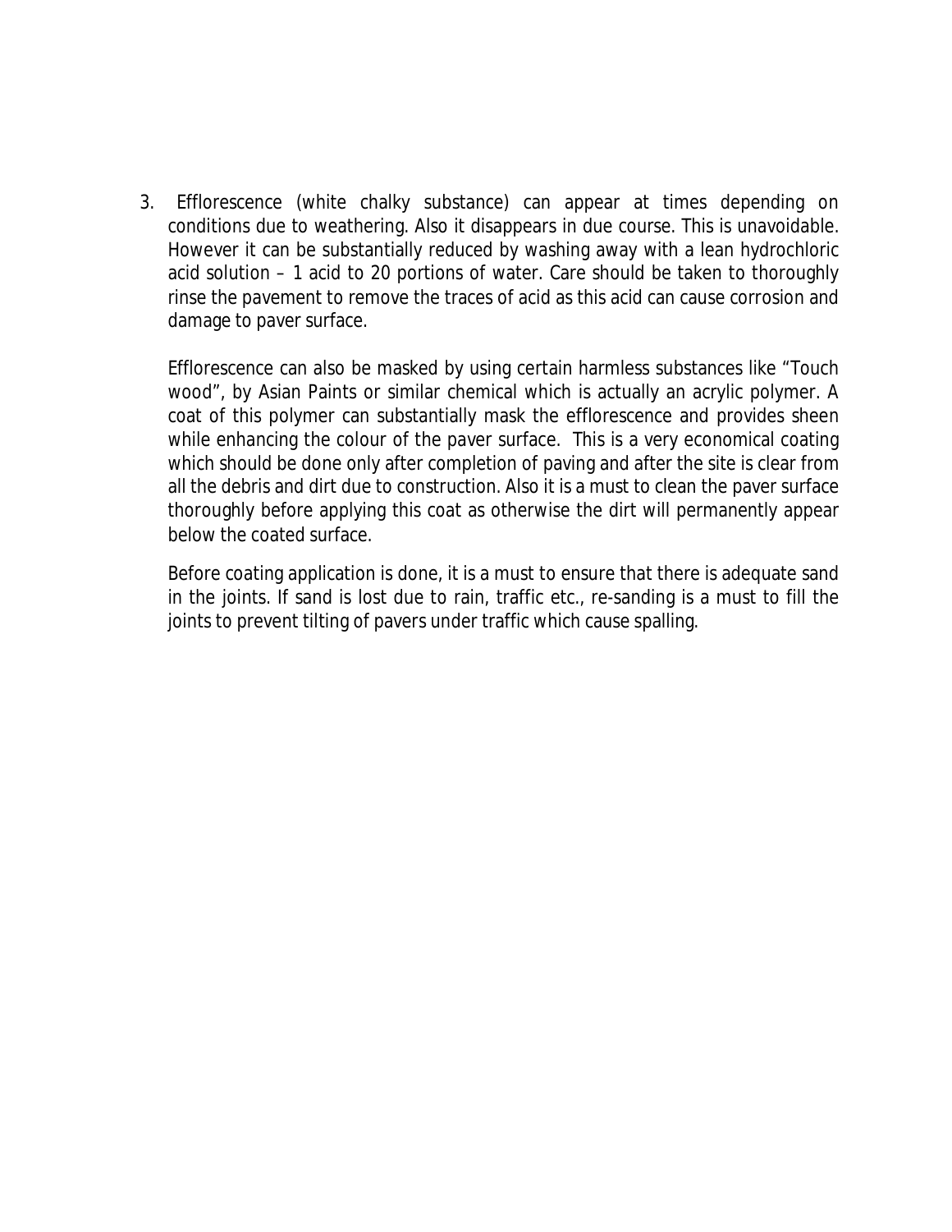3. Efflorescence (white chalky substance) can appear at times depending on conditions due to weathering. Also it disappears in due course. This is unavoidable. However it can be substantially reduced by washing away with a lean hydrochloric acid solution – 1 acid to 20 portions of water. Care should be taken to thoroughly rinse the pavement to remove the traces of acid as this acid can cause corrosion and damage to paver surface.

   Efflorescence can also be masked by using certain harmless substances like "Touch wood", by Asian Paints or similar chemical which is actually an acrylic polymer. A coat of this polymer can substantially mask the efflorescence and provides sheen while enhancing the colour of the paver surface. This is a very economical coating which should be done only after completion of paving and after the site is clear from all the debris and dirt due to construction. Also it is a must to clean the paver surface thoroughly before applying this coat as otherwise the dirt will permanently appear below the coated surface.

   Before coating application is done, it is a must to ensure that there is adequate sand in the joints. If sand is lost due to rain, traffic etc., re-sanding is a must to fill the joints to prevent tilting of pavers under traffic which cause spalling.